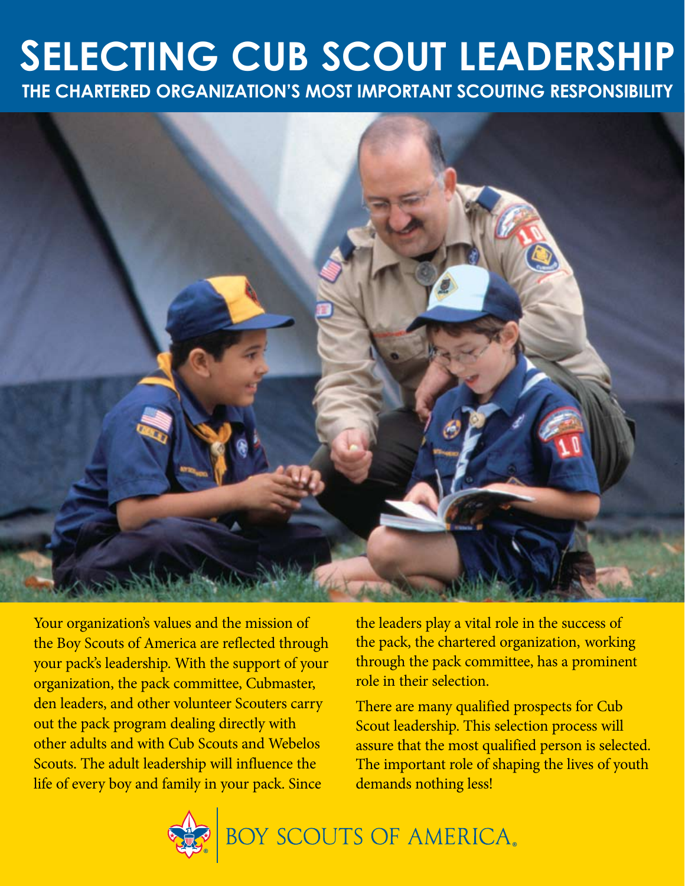# SELECTING CUB SCOUT LEADERSHIP

## THE CHARTERED ORGANIZATION'S MOST IMPORTANT SCOUTING RESPONSIBILITY

Your organization's values and the mission of the Boy Scouts of America are reflected through your pack's leadership. With the support of your organization, the pack committee, Cubmaster, den leaders, and other volunteer Scouters carry out the pack program dealing directly with other adults and with Cub Scouts and Webelos Scouts. The adult leadership will influence the life of every boy and family in your pack. Since the leaders play a vital role in the success of the pack, the chartered organization, working through the pack committee, has a prominent role in their selection.

There are many qualified prospects for Cub Scout leadership. This selection process will assure that the most qualified person is selected. The important role of shaping the lives of youth demands nothing less!

BOY SCOUTS OF AMERICA®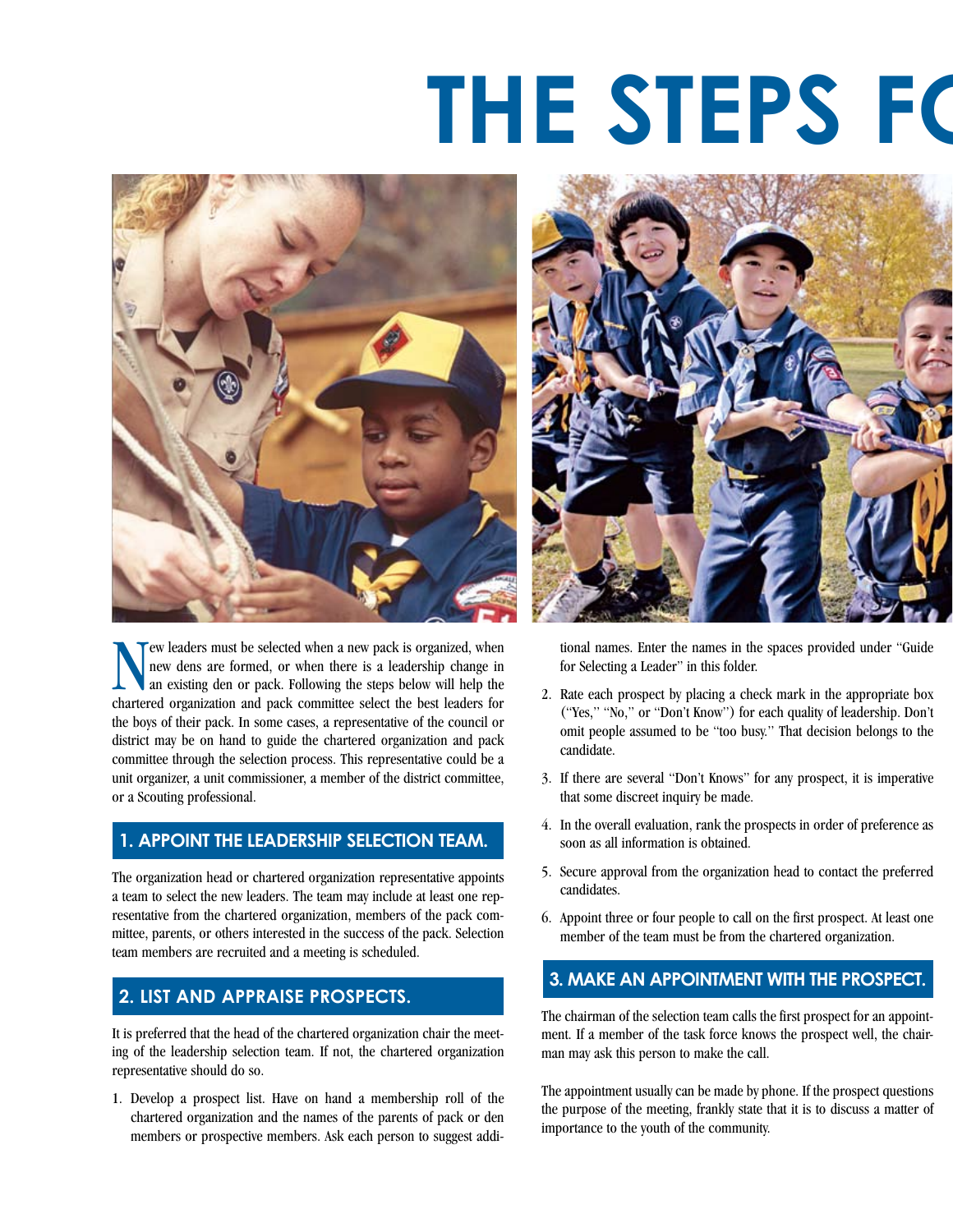# THE STEPS FO

New leaders must be selected when a new pack is organized, when new dens are formed, or when there is a leadership change in an existing den or pack. Following the steps below will help the chartered organization and pack committee select the best leaders for the boys of their pack. In some cases, a representative of the council or district may be on hand to guide the chartered organization and pack committee through the selection process. This representative could be a unit organizer, a unit commissioner, a member of the district committee, or a Scouting professional.

## 1. APPOINT THE LEADERSHIP SELECTION TEAM.

The organization head or chartered organization representative appoints a team to select the new leaders. The team may include at least one representative from the chartered organization, members of the pack committee, parents, or others interested in the success of the pack. Selection team members are recruited and a meeting is scheduled.

## 2. LIST AND APPRAISE PROSPECTS.

It is preferred that the head of the chartered organization chair the meeting of the leadership selection team. If not, the chartered organization representative should do so.

1. Develop a prospect list. Have on hand a membership roll of the chartered organization and the names of the parents of pack or den members or prospective members. Ask each person to suggest additional names. Enter the names in the spaces provided under "Guide for Selecting a Leader" in this folder.
2. Rate each prospect by placing a check mark in the appropriate box ("Yes," "No," or "Don't Know") for each quality of leadership. Don't omit people assumed to be "too busy." That decision belongs to the candidate.
3. If there are several "Don't Knows" for any prospect, it is imperative that some discreet inquiry be made.
4. In the overall evaluation, rank the prospects in order of preference as soon as all information is obtained.
5. Secure approval from the organization head to contact the preferred candidates.
6. Appoint three or four people to call on the first prospect. At least one member of the team must be from the chartered organization.

## 3. MAKE AN APPOINTMENT WITH THE PROSPECT.

The chairman of the selection team calls the first prospect for an appointment. If a member of the task force knows the prospect well, the chairman may ask this person to make the call.

The appointment usually can be made by phone. If the prospect questions the purpose of the meeting, frankly state that it is to discuss a matter of importance to the youth of the community.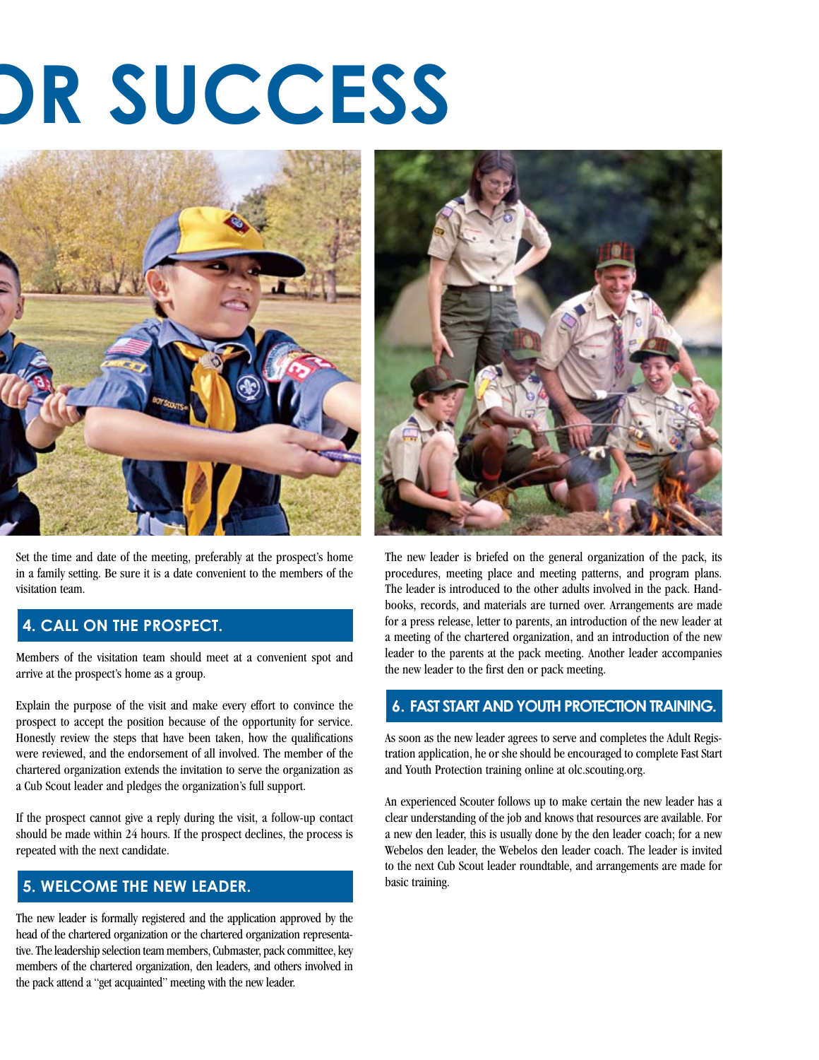# OR SUCCESS

Set the time and date of the meeting, preferably at the prospect's home in a family setting. Be sure it is a date convenient to the members of the visitation team.

## 4. CALL ON THE PROSPECT.

Members of the visitation team should meet at a convenient spot and arrive at the prospect's home as a group.

Explain the purpose of the visit and make every effort to convince the prospect to accept the position because of the opportunity for service. Honestly review the steps that have been taken, how the qualifications were reviewed, and the endorsement of all involved. The member of the chartered organization extends the invitation to serve the organization as a Cub Scout leader and pledges the organization's full support.

If the prospect cannot give a reply during the visit, a follow-up contact should be made within 24 hours. If the prospect declines, the process is repeated with the next candidate.

## 5. WELCOME THE NEW LEADER.

The new leader is formally registered and the application approved by the head of the chartered organization or the chartered organization representative. The leadership selection team members, Cubmaster, pack committee, key members of the chartered organization, den leaders, and others involved in the pack attend a "get acquainted" meeting with the new leader.

The new leader is briefed on the general organization of the pack, its procedures, meeting place and meeting patterns, and program plans. The leader is introduced to the other adults involved in the pack. Handbooks, records, and materials are turned over. Arrangements are made for a press release, letter to parents, an introduction of the new leader at a meeting of the chartered organization, and an introduction of the new leader to the parents at the pack meeting. Another leader accompanies the new leader to the first den or pack meeting.

## 6. FAST START AND YOUTH PROTECTION TRAINING.

As soon as the new leader agrees to serve and completes the Adult Registration application, he or she should be encouraged to complete Fast Start and Youth Protection training online at olc.scouting.org.

An experienced Scouter follows up to make certain the new leader has a clear understanding of the job and knows that resources are available. For a new den leader, this is usually done by the den leader coach; for a new Webelos den leader, the Webelos den leader coach. The leader is invited to the next Cub Scout leader roundtable, and arrangements are made for basic training.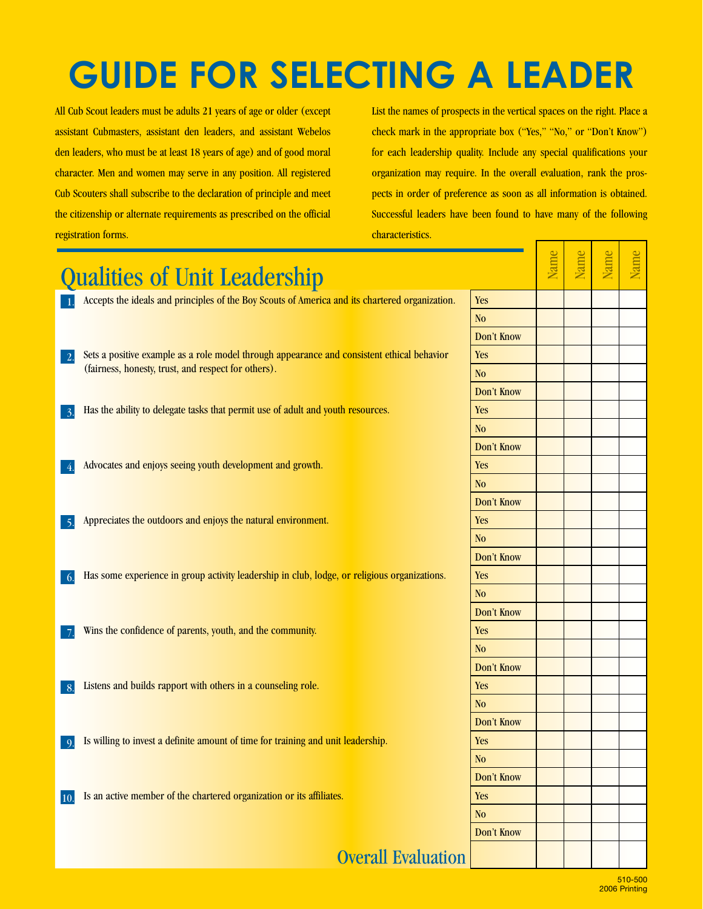# GUIDE FOR SELECTING A LEADER

All Cub Scout leaders must be adults 21 years of age or older (except assistant Cubmasters, assistant den leaders, and assistant Webelos den leaders, who must be at least 18 years of age) and of good moral character. Men and women may serve in any position. All registered Cub Scouters shall subscribe to the declaration of principle and meet the citizenship or alternate requirements as prescribed on the official registration forms.

List the names of prospects in the vertical spaces on the right. Place a check mark in the appropriate box ("Yes," "No," or "Don't Know") for each leadership quality. Include any special qualifications your organization may require. In the overall evaluation, rank the prospects in order of preference as soon as all information is obtained. Successful leaders have been found to have many of the following characteristics.

## Qualities of Unit Leadership

| Quality | | Name | Name | Name | Name |
|---|---|---|---|---|---|
| 1. Accepts the ideals and principles of the Boy Scouts of America and its chartered organization. | Yes | | | | |
| | No | | | | |
| | Don't Know | | | | |
| 2. Sets a positive example as a role model through appearance and consistent ethical behavior (fairness, honesty, trust, and respect for others). | Yes | | | | |
| | No | | | | |
| | Don't Know | | | | |
| 3. Has the ability to delegate tasks that permit use of adult and youth resources. | Yes | | | | |
| | No | | | | |
| | Don't Know | | | | |
| 4. Advocates and enjoys seeing youth development and growth. | Yes | | | | |
| | No | | | | |
| | Don't Know | | | | |
| 5. Appreciates the outdoors and enjoys the natural environment. | Yes | | | | |
| | No | | | | |
| | Don't Know | | | | |
| 6. Has some experience in group activity leadership in club, lodge, or religious organizations. | Yes | | | | |
| | No | | | | |
| | Don't Know | | | | |
| 7. Wins the confidence of parents, youth, and the community. | Yes | | | | |
| | No | | | | |
| | Don't Know | | | | |
| 8. Listens and builds rapport with others in a counseling role. | Yes | | | | |
| | No | | | | |
| | Don't Know | | | | |
| 9. Is willing to invest a definite amount of time for training and unit leadership. | Yes | | | | |
| | No | | | | |
| | Don't Know | | | | |
| 10. Is an active member of the chartered organization or its affiliates. | Yes | | | | |
| | No | | | | |
| | Don't Know | | | | |
| Overall Evaluation | | | | | |

510-500
2006 Printing